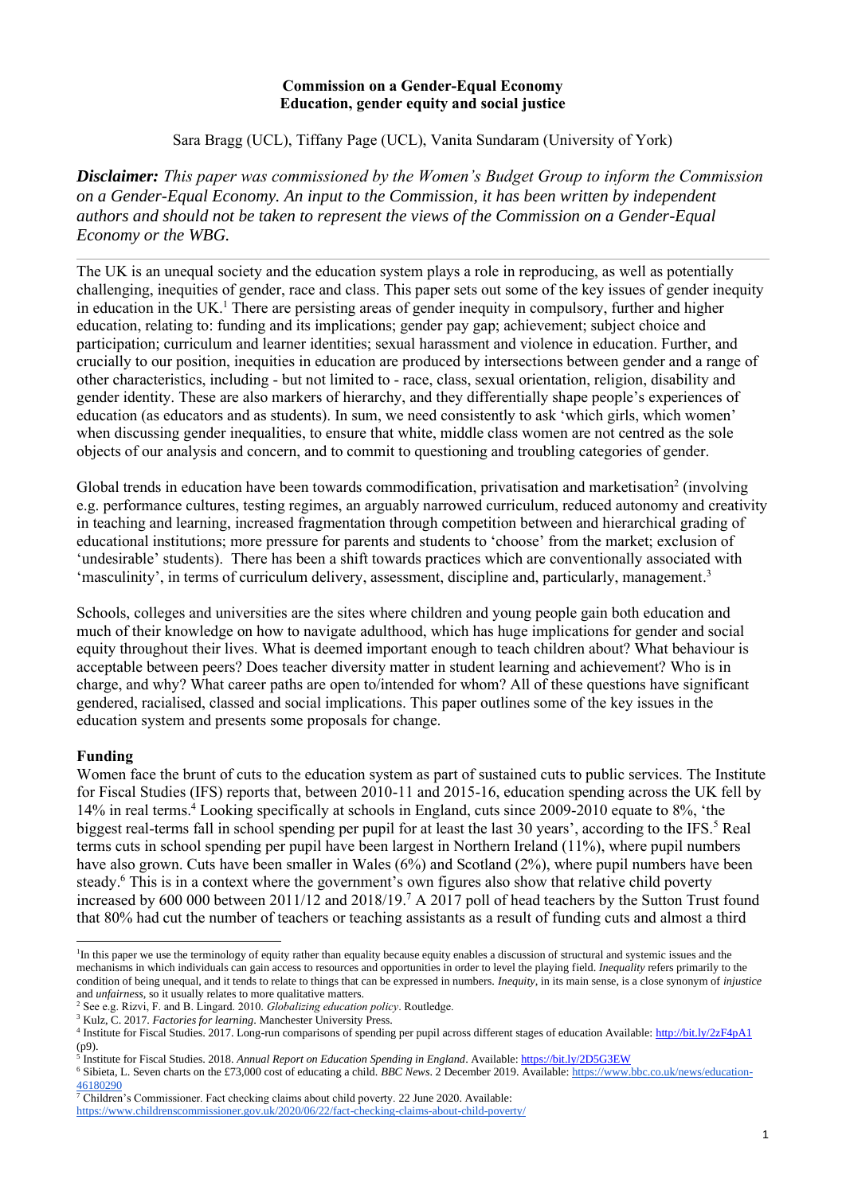**Commission on a Gender-Equal Economy**
**Education, gender equity and social justice**

Sara Bragg (UCL), Tiffany Page (UCL), Vanita Sundaram (University of York)

***Disclaimer:*** *This paper was commissioned by the Women's Budget Group to inform the Commission on a Gender-Equal Economy. An input to the Commission, it has been written by independent authors and should not be taken to represent the views of the Commission on a Gender-Equal Economy or the WBG.*

---

The UK is an unequal society and the education system plays a role in reproducing, as well as potentially challenging, inequities of gender, race and class. This paper sets out some of the key issues of gender inequity in education in the UK.[1] There are persisting areas of gender inequity in compulsory, further and higher education, relating to: funding and its implications; gender pay gap; achievement; subject choice and participation; curriculum and learner identities; sexual harassment and violence in education. Further, and crucially to our position, inequities in education are produced by intersections between gender and a range of other characteristics, including - but not limited to - race, class, sexual orientation, religion, disability and gender identity. These are also markers of hierarchy, and they differentially shape people's experiences of education (as educators and as students). In sum, we need consistently to ask 'which girls, which women' when discussing gender inequalities, to ensure that white, middle class women are not centred as the sole objects of our analysis and concern, and to commit to questioning and troubling categories of gender.

Global trends in education have been towards commodification, privatisation and marketisation[2] (involving e.g. performance cultures, testing regimes, an arguably narrowed curriculum, reduced autonomy and creativity in teaching and learning, increased fragmentation through competition between and hierarchical grading of educational institutions; more pressure for parents and students to 'choose' from the market; exclusion of 'undesirable' students). There has been a shift towards practices which are conventionally associated with 'masculinity', in terms of curriculum delivery, assessment, discipline and, particularly, management.[3]

Schools, colleges and universities are the sites where children and young people gain both education and much of their knowledge on how to navigate adulthood, which has huge implications for gender and social equity throughout their lives. What is deemed important enough to teach children about? What behaviour is acceptable between peers? Does teacher diversity matter in student learning and achievement? Who is in charge, and why? What career paths are open to/intended for whom? All of these questions have significant gendered, racialised, classed and social implications. This paper outlines some of the key issues in the education system and presents some proposals for change.

## Funding

Women face the brunt of cuts to the education system as part of sustained cuts to public services. The Institute for Fiscal Studies (IFS) reports that, between 2010-11 and 2015-16, education spending across the UK fell by 14% in real terms.[4] Looking specifically at schools in England, cuts since 2009-2010 equate to 8%, 'the biggest real-terms fall in school spending per pupil for at least the last 30 years', according to the IFS.[5] Real terms cuts in school spending per pupil have been largest in Northern Ireland (11%), where pupil numbers have also grown. Cuts have been smaller in Wales (6%) and Scotland (2%), where pupil numbers have been steady.[6] This is in a context where the government's own figures also show that relative child poverty increased by 600 000 between 2011/12 and 2018/19.[7] A 2017 poll of head teachers by the Sutton Trust found that 80% had cut the number of teachers or teaching assistants as a result of funding cuts and almost a third

---

[1] In this paper we use the terminology of equity rather than equality because equity enables a discussion of structural and systemic issues and the mechanisms in which individuals can gain access to resources and opportunities in order to level the playing field. *Inequality* refers primarily to the condition of being unequal, and it tends to relate to things that can be expressed in numbers. *Inequity*, in its main sense, is a close synonym of *injustice* and *unfairness*, so it usually relates to more qualitative matters.

[2] See e.g. Rizvi, F. and B. Lingard. 2010. *Globalizing education policy*. Routledge.

[3] Kulz, C. 2017. *Factories for learning*. Manchester University Press.

[4] Institute for Fiscal Studies. 2017. Long-run comparisons of spending per pupil across different stages of education Available: http://bit.ly/2zF4pA1 (p9).

[5] Institute for Fiscal Studies. 2018. *Annual Report on Education Spending in England*. Available: https://bit.ly/2D5G3EW

[6] Sibieta, L. Seven charts on the £73,000 cost of educating a child. *BBC News*. 2 December 2019. Available: https://www.bbc.co.uk/news/education-46180290

[7] Children's Commissioner. Fact checking claims about child poverty. 22 June 2020. Available: https://www.childrenscommissioner.gov.uk/2020/06/22/fact-checking-claims-about-child-poverty/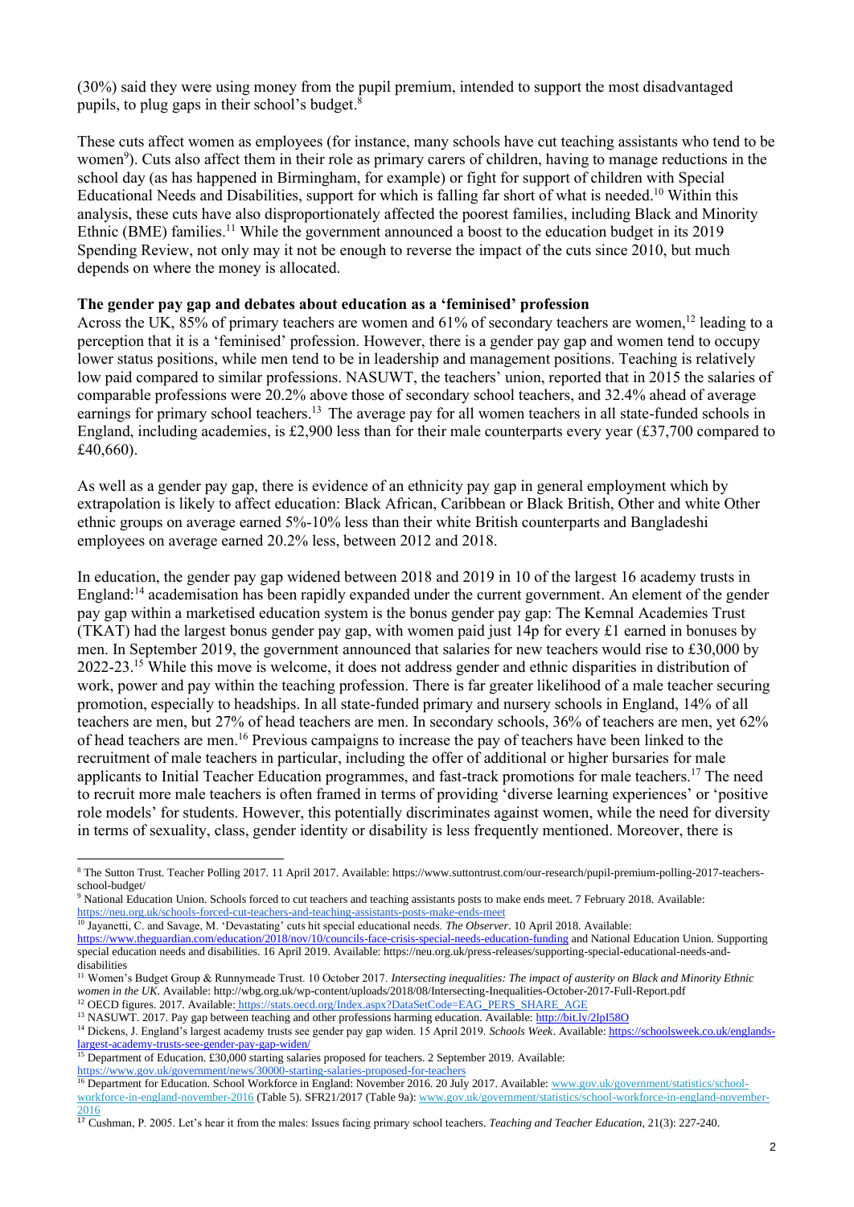(30%) said they were using money from the pupil premium, intended to support the most disadvantaged pupils, to plug gaps in their school's budget.[8]

These cuts affect women as employees (for instance, many schools have cut teaching assistants who tend to be women[9]). Cuts also affect them in their role as primary carers of children, having to manage reductions in the school day (as has happened in Birmingham, for example) or fight for support of children with Special Educational Needs and Disabilities, support for which is falling far short of what is needed.[10] Within this analysis, these cuts have also disproportionately affected the poorest families, including Black and Minority Ethnic (BME) families.[11] While the government announced a boost to the education budget in its 2019 Spending Review, not only may it not be enough to reverse the impact of the cuts since 2010, but much depends on where the money is allocated.

**The gender pay gap and debates about education as a 'feminised' profession**

Across the UK, 85% of primary teachers are women and 61% of secondary teachers are women,[12] leading to a perception that it is a 'feminised' profession. However, there is a gender pay gap and women tend to occupy lower status positions, while men tend to be in leadership and management positions. Teaching is relatively low paid compared to similar professions. NASUWT, the teachers' union, reported that in 2015 the salaries of comparable professions were 20.2% above those of secondary school teachers, and 32.4% ahead of average earnings for primary school teachers.[13] The average pay for all women teachers in all state-funded schools in England, including academies, is £2,900 less than for their male counterparts every year (£37,700 compared to £40,660).

As well as a gender pay gap, there is evidence of an ethnicity pay gap in general employment which by extrapolation is likely to affect education: Black African, Caribbean or Black British, Other and white Other ethnic groups on average earned 5%-10% less than their white British counterparts and Bangladeshi employees on average earned 20.2% less, between 2012 and 2018.

In education, the gender pay gap widened between 2018 and 2019 in 10 of the largest 16 academy trusts in England:[14] academisation has been rapidly expanded under the current government. An element of the gender pay gap within a marketised education system is the bonus gender pay gap: The Kemnal Academies Trust (TKAT) had the largest bonus gender pay gap, with women paid just 14p for every £1 earned in bonuses by men. In September 2019, the government announced that salaries for new teachers would rise to £30,000 by 2022-23.[15] While this move is welcome, it does not address gender and ethnic disparities in distribution of work, power and pay within the teaching profession. There is far greater likelihood of a male teacher securing promotion, especially to headships. In all state-funded primary and nursery schools in England, 14% of all teachers are men, but 27% of head teachers are men. In secondary schools, 36% of teachers are men, yet 62% of head teachers are men.[16] Previous campaigns to increase the pay of teachers have been linked to the recruitment of male teachers in particular, including the offer of additional or higher bursaries for male applicants to Initial Teacher Education programmes, and fast-track promotions for male teachers.[17] The need to recruit more male teachers is often framed in terms of providing 'diverse learning experiences' or 'positive role models' for students. However, this potentially discriminates against women, while the need for diversity in terms of sexuality, class, gender identity or disability is less frequently mentioned. Moreover, there is

---

[8] The Sutton Trust. Teacher Polling 2017. 11 April 2017. Available: https://www.suttontrust.com/our-research/pupil-premium-polling-2017-teachers-school-budget/

[9] National Education Union. Schools forced to cut teachers and teaching assistants posts to make ends meet. 7 February 2018. Available: https://neu.org.uk/schools-forced-cut-teachers-and-teaching-assistants-posts-make-ends-meet

[10] Jayanetti, C. and Savage, M. 'Devastating' cuts hit special educational needs. *The Observer*. 10 April 2018. Available: https://www.theguardian.com/education/2018/nov/10/councils-face-crisis-special-needs-education-funding and National Education Union. Supporting special education needs and disabilities. 16 April 2019. Available: https://neu.org.uk/press-releases/supporting-special-educational-needs-and-disabilities

[11] Women's Budget Group & Runnymeade Trust. 10 October 2017. *Intersecting inequalities: The impact of austerity on Black and Minority Ethnic women in the UK*. Available: http://wbg.org.uk/wp-content/uploads/2018/08/Intersecting-Inequalities-October-2017-Full-Report.pdf

[12] OECD figures. 2017. Available: https://stats.oecd.org/Index.aspx?DataSetCode=EAG_PERS_SHARE_AGE

[13] NASUWT. 2017. Pay gap between teaching and other professions harming education. Available: http://bit.ly/2lpI58O

[14] Dickens, J. England's largest academy trusts see gender pay gap widen. 15 April 2019. *Schools Week*. Available: https://schoolsweek.co.uk/englands-largest-academy-trusts-see-gender-pay-gap-widen/

[15] Department of Education. £30,000 starting salaries proposed for teachers. 2 September 2019. Available: https://www.gov.uk/government/news/30000-starting-salaries-proposed-for-teachers

[16] Department for Education. School Workforce in England: November 2016. 20 July 2017. Available: www.gov.uk/government/statistics/school-workforce-in-england-november-2016 (Table 5). SFR21/2017 (Table 9a): www.gov.uk/government/statistics/school-workforce-in-england-november-2016

[17] Cushman, P. 2005. Let's hear it from the males: Issues facing primary school teachers. *Teaching and Teacher Education*, 21(3): 227-240.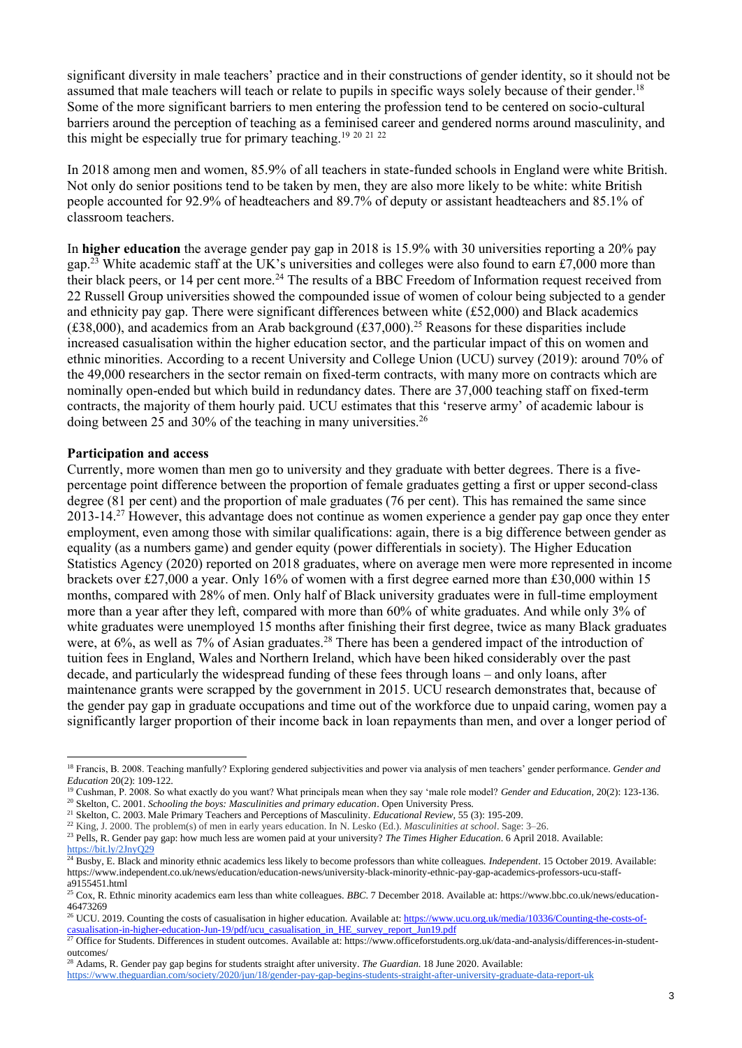significant diversity in male teachers' practice and in their constructions of gender identity, so it should not be assumed that male teachers will teach or relate to pupils in specific ways solely because of their gender.[18] Some of the more significant barriers to men entering the profession tend to be centered on socio-cultural barriers around the perception of teaching as a feminised career and gendered norms around masculinity, and this might be especially true for primary teaching.[19] [20] [21] [22]

In 2018 among men and women, 85.9% of all teachers in state-funded schools in England were white British. Not only do senior positions tend to be taken by men, they are also more likely to be white: white British people accounted for 92.9% of headteachers and 89.7% of deputy or assistant headteachers and 85.1% of classroom teachers.

In **higher education** the average gender pay gap in 2018 is 15.9% with 30 universities reporting a 20% pay gap.[23] White academic staff at the UK's universities and colleges were also found to earn £7,000 more than their black peers, or 14 per cent more.[24] The results of a BBC Freedom of Information request received from 22 Russell Group universities showed the compounded issue of women of colour being subjected to a gender and ethnicity pay gap. There were significant differences between white (£52,000) and Black academics (£38,000), and academics from an Arab background (£37,000).[25] Reasons for these disparities include increased casualisation within the higher education sector, and the particular impact of this on women and ethnic minorities. According to a recent University and College Union (UCU) survey (2019): around 70% of the 49,000 researchers in the sector remain on fixed-term contracts, with many more on contracts which are nominally open-ended but which build in redundancy dates. There are 37,000 teaching staff on fixed-term contracts, the majority of them hourly paid. UCU estimates that this 'reserve army' of academic labour is doing between 25 and 30% of the teaching in many universities.[26]

**Participation and access**

Currently, more women than men go to university and they graduate with better degrees. There is a five-percentage point difference between the proportion of female graduates getting a first or upper second-class degree (81 per cent) and the proportion of male graduates (76 per cent). This has remained the same since 2013-14.[27] However, this advantage does not continue as women experience a gender pay gap once they enter employment, even among those with similar qualifications: again, there is a big difference between gender as equality (as a numbers game) and gender equity (power differentials in society). The Higher Education Statistics Agency (2020) reported on 2018 graduates, where on average men were more represented in income brackets over £27,000 a year. Only 16% of women with a first degree earned more than £30,000 within 15 months, compared with 28% of men. Only half of Black university graduates were in full-time employment more than a year after they left, compared with more than 60% of white graduates. And while only 3% of white graduates were unemployed 15 months after finishing their first degree, twice as many Black graduates were, at 6%, as well as 7% of Asian graduates.[28] There has been a gendered impact of the introduction of tuition fees in England, Wales and Northern Ireland, which have been hiked considerably over the past decade, and particularly the widespread funding of these fees through loans – and only loans, after maintenance grants were scrapped by the government in 2015. UCU research demonstrates that, because of the gender pay gap in graduate occupations and time out of the workforce due to unpaid caring, women pay a significantly larger proportion of their income back in loan repayments than men, and over a longer period of

---

[18] Francis, B. 2008. Teaching manfully? Exploring gendered subjectivities and power via analysis of men teachers' gender performance. *Gender and Education* 20(2): 109-122.

[19] Cushman, P. 2008. So what exactly do you want? What principals mean when they say 'male role model? *Gender and Education,* 20(2): 123-136.

[20] Skelton, C. 2001. *Schooling the boys: Masculinities and primary education*. Open University Press.

[21] Skelton, C. 2003. Male Primary Teachers and Perceptions of Masculinity. *Educational Review,* 55 (3): 195-209.

[22] King, J. 2000. The problem(s) of men in early years education. In N. Lesko (Ed.). *Masculinities at school*. Sage: 3–26.

[23] Pells, R. Gender pay gap: how much less are women paid at your university? *The Times Higher Education*. 6 April 2018. Available: https://bit.ly/2JnyQ29

[24] Busby, E. Black and minority ethnic academics less likely to become professors than white colleagues. *Independent*. 15 October 2019. Available: https://www.independent.co.uk/news/education/education-news/university-black-minority-ethnic-pay-gap-academics-professors-ucu-staff-a9155451.html

[25] Cox, R. Ethnic minority academics earn less than white colleagues. *BBC*. 7 December 2018. Available at: https://www.bbc.co.uk/news/education-46473269

[26] UCU. 2019. Counting the costs of casualisation in higher education. Available at: https://www.ucu.org.uk/media/10336/Counting-the-costs-of-casualisation-in-higher-education-Jun-19/pdf/ucu_casualisation_in_HE_survey_report_Jun19.pdf

[27] Office for Students. Differences in student outcomes. Available at: https://www.officeforstudents.org.uk/data-and-analysis/differences-in-student-outcomes/

[28] Adams, R. Gender pay gap begins for students straight after university. *The Guardian*. 18 June 2020. Available: https://www.theguardian.com/society/2020/jun/18/gender-pay-gap-begins-students-straight-after-university-graduate-data-report-uk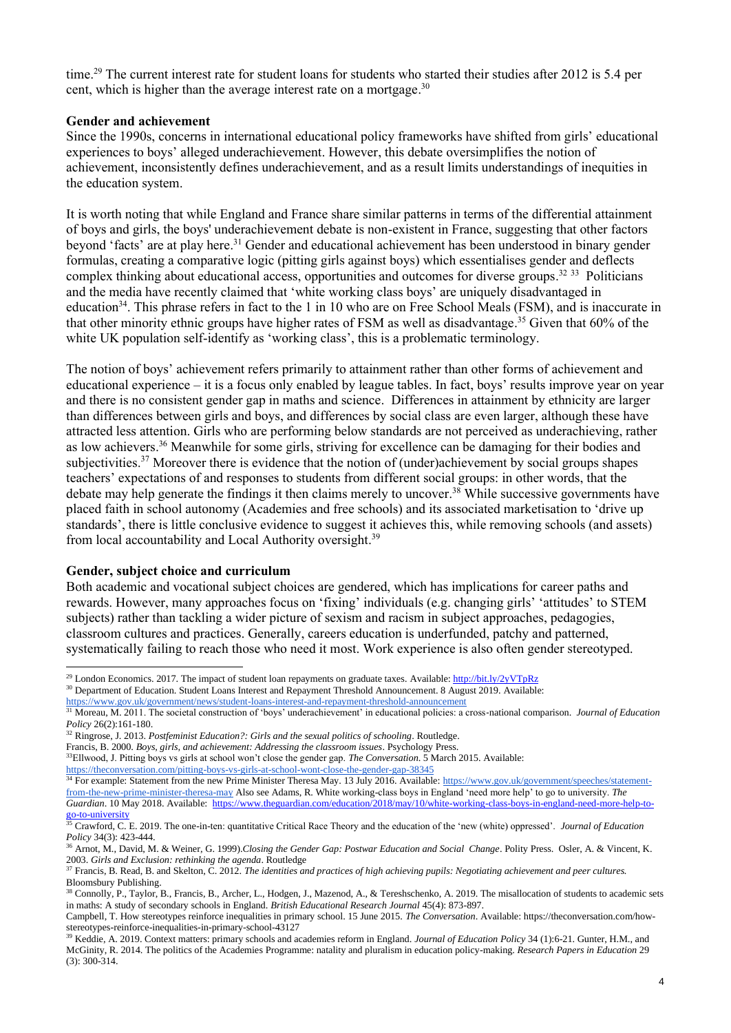time.[29] The current interest rate for student loans for students who started their studies after 2012 is 5.4 per cent, which is higher than the average interest rate on a mortgage.[30]

**Gender and achievement**

Since the 1990s, concerns in international educational policy frameworks have shifted from girls' educational experiences to boys' alleged underachievement. However, this debate oversimplifies the notion of achievement, inconsistently defines underachievement, and as a result limits understandings of inequities in the education system.

It is worth noting that while England and France share similar patterns in terms of the differential attainment of boys and girls, the boys' underachievement debate is non-existent in France, suggesting that other factors beyond 'facts' are at play here.[31] Gender and educational achievement has been understood in binary gender formulas, creating a comparative logic (pitting girls against boys) which essentialises gender and deflects complex thinking about educational access, opportunities and outcomes for diverse groups.[32] [33] Politicians and the media have recently claimed that 'white working class boys' are uniquely disadvantaged in education[34]. This phrase refers in fact to the 1 in 10 who are on Free School Meals (FSM), and is inaccurate in that other minority ethnic groups have higher rates of FSM as well as disadvantage.[35] Given that 60% of the white UK population self-identify as 'working class', this is a problematic terminology.

The notion of boys' achievement refers primarily to attainment rather than other forms of achievement and educational experience – it is a focus only enabled by league tables. In fact, boys' results improve year on year and there is no consistent gender gap in maths and science. Differences in attainment by ethnicity are larger than differences between girls and boys, and differences by social class are even larger, although these have attracted less attention. Girls who are performing below standards are not perceived as underachieving, rather as low achievers.[36] Meanwhile for some girls, striving for excellence can be damaging for their bodies and subjectivities.[37] Moreover there is evidence that the notion of (under)achievement by social groups shapes teachers' expectations of and responses to students from different social groups: in other words, that the debate may help generate the findings it then claims merely to uncover.[38] While successive governments have placed faith in school autonomy (Academies and free schools) and its associated marketisation to 'drive up standards', there is little conclusive evidence to suggest it achieves this, while removing schools (and assets) from local accountability and Local Authority oversight.[39]

**Gender, subject choice and curriculum**

Both academic and vocational subject choices are gendered, which has implications for career paths and rewards. However, many approaches focus on 'fixing' individuals (e.g. changing girls' 'attitudes' to STEM subjects) rather than tackling a wider picture of sexism and racism in subject approaches, pedagogies, classroom cultures and practices. Generally, careers education is underfunded, patchy and patterned, systematically failing to reach those who need it most. Work experience is also often gender stereotyped.

---

[29] London Economics. 2017. The impact of student loan repayments on graduate taxes. Available: http://bit.ly/2yVTpRz

[30] Department of Education. Student Loans Interest and Repayment Threshold Announcement. 8 August 2019. Available: https://www.gov.uk/government/news/student-loans-interest-and-repayment-threshold-announcement

[31] Moreau, M. 2011. The societal construction of 'boys' underachievement' in educational policies: a cross-national comparison. *Journal of Education Policy* 26(2):161-180.

[32] Ringrose, J. 2013. *Postfeminist Education?: Girls and the sexual politics of schooling*. Routledge.
Francis, B. 2000. *Boys, girls, and achievement: Addressing the classroom issues*. Psychology Press.

[33] Ellwood, J. Pitting boys vs girls at school won't close the gender gap. *The Conversation*. 5 March 2015. Available: https://theconversation.com/pitting-boys-vs-girls-at-school-wont-close-the-gender-gap-38345

[34] For example: Statement from the new Prime Minister Theresa May. 13 July 2016. Available: https://www.gov.uk/government/speeches/statement-from-the-new-prime-minister-theresa-may Also see Adams, R. White working-class boys in England 'need more help' to go to university. *The Guardian*. 10 May 2018. Available: https://www.theguardian.com/education/2018/may/10/white-working-class-boys-in-england-need-more-help-to-go-to-university

[35] Crawford, C. E. 2019. The one-in-ten: quantitative Critical Race Theory and the education of the 'new (white) oppressed'. *Journal of Education Policy* 34(3): 423-444.

[36] Arnot, M., David, M. & Weiner, G. 1999).*Closing the Gender Gap: Postwar Education and Social Change*. Polity Press. Osler, A. & Vincent, K. 2003. *Girls and Exclusion: rethinking the agenda*. Routledge

[37] Francis, B. Read, B. and Skelton, C. 2012. *The identities and practices of high achieving pupils: Negotiating achievement and peer cultures.* Bloomsbury Publishing.

[38] Connolly, P., Taylor, B., Francis, B., Archer, L., Hodgen, J., Mazenod, A., & Tereshchenko, A. 2019. The misallocation of students to academic sets in maths: A study of secondary schools in England. *British Educational Research Journal* 45(4): 873-897.
Campbell, T. How stereotypes reinforce inequalities in primary school. 15 June 2015. *The Conversation*. Available: https://theconversation.com/how-stereotypes-reinforce-inequalities-in-primary-school-43127

[39] Keddie, A. 2019. Context matters: primary schools and academies reform in England. *Journal of Education Policy* 34 (1):6-21. Gunter, H.M., and McGinity, R. 2014. The politics of the Academies Programme: natality and pluralism in education policy-making. *Research Papers in Education* 29 (3): 300-314.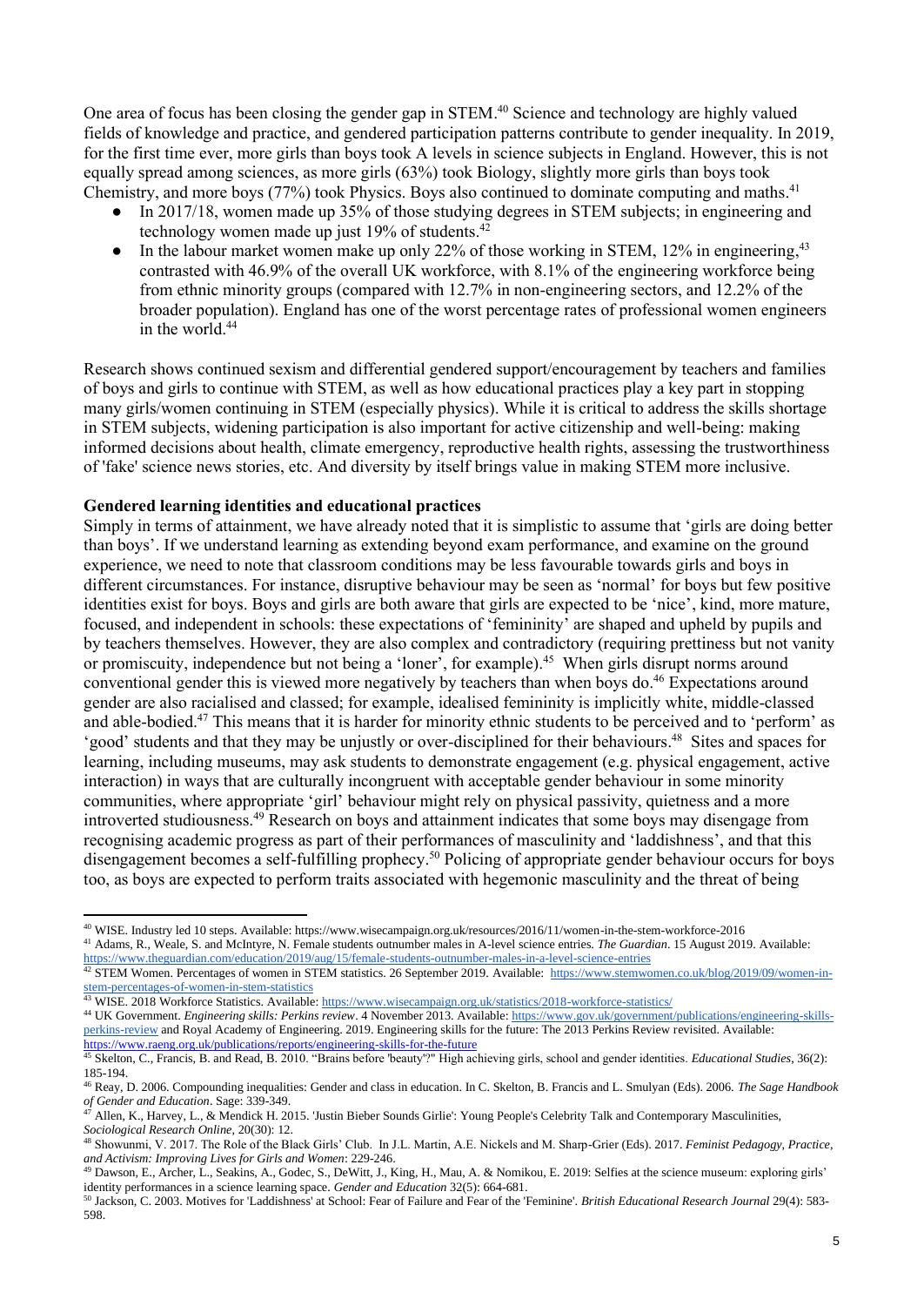One area of focus has been closing the gender gap in STEM.[40] Science and technology are highly valued fields of knowledge and practice, and gendered participation patterns contribute to gender inequality. In 2019, for the first time ever, more girls than boys took A levels in science subjects in England. However, this is not equally spread among sciences, as more girls (63%) took Biology, slightly more girls than boys took Chemistry, and more boys (77%) took Physics. Boys also continued to dominate computing and maths.[41]

- In 2017/18, women made up 35% of those studying degrees in STEM subjects; in engineering and technology women made up just 19% of students.[42]
- In the labour market women make up only 22% of those working in STEM, 12% in engineering,[43] contrasted with 46.9% of the overall UK workforce, with 8.1% of the engineering workforce being from ethnic minority groups (compared with 12.7% in non-engineering sectors, and 12.2% of the broader population). England has one of the worst percentage rates of professional women engineers in the world.[44]

Research shows continued sexism and differential gendered support/encouragement by teachers and families of boys and girls to continue with STEM, as well as how educational practices play a key part in stopping many girls/women continuing in STEM (especially physics). While it is critical to address the skills shortage in STEM subjects, widening participation is also important for active citizenship and well-being: making informed decisions about health, climate emergency, reproductive health rights, assessing the trustworthiness of 'fake' science news stories, etc. And diversity by itself brings value in making STEM more inclusive.

**Gendered learning identities and educational practices**

Simply in terms of attainment, we have already noted that it is simplistic to assume that 'girls are doing better than boys'. If we understand learning as extending beyond exam performance, and examine on the ground experience, we need to note that classroom conditions may be less favourable towards girls and boys in different circumstances. For instance, disruptive behaviour may be seen as 'normal' for boys but few positive identities exist for boys. Boys and girls are both aware that girls are expected to be 'nice', kind, more mature, focused, and independent in schools: these expectations of 'femininity' are shaped and upheld by pupils and by teachers themselves. However, they are also complex and contradictory (requiring prettiness but not vanity or promiscuity, independence but not being a 'loner', for example).[45] When girls disrupt norms around conventional gender this is viewed more negatively by teachers than when boys do.[46] Expectations around gender are also racialised and classed; for example, idealised femininity is implicitly white, middle-classed and able-bodied.[47] This means that it is harder for minority ethnic students to be perceived and to 'perform' as 'good' students and that they may be unjustly or over-disciplined for their behaviours.[48] Sites and spaces for learning, including museums, may ask students to demonstrate engagement (e.g. physical engagement, active interaction) in ways that are culturally incongruent with acceptable gender behaviour in some minority communities, where appropriate 'girl' behaviour might rely on physical passivity, quietness and a more introverted studiousness.[49] Research on boys and attainment indicates that some boys may disengage from recognising academic progress as part of their performances of masculinity and 'laddishness', and that this disengagement becomes a self-fulfilling prophecy.[50] Policing of appropriate gender behaviour occurs for boys too, as boys are expected to perform traits associated with hegemonic masculinity and the threat of being

---

[40] WISE. Industry led 10 steps. Available: https://www.wisecampaign.org.uk/resources/2016/11/women-in-the-stem-workforce-2016

[41] Adams, R., Weale, S. and McIntyre, N. Female students outnumber males in A-level science entries. *The Guardian*. 15 August 2019. Available: https://www.theguardian.com/education/2019/aug/15/female-students-outnumber-males-in-a-level-science-entries

[42] STEM Women. Percentages of women in STEM statistics. 26 September 2019. Available: https://www.stemwomen.co.uk/blog/2019/09/women-in-stem-percentages-of-women-in-stem-statistics

[43] WISE. 2018 Workforce Statistics. Available: https://www.wisecampaign.org.uk/statistics/2018-workforce-statistics/

[44] UK Government. *Engineering skills: Perkins review*. 4 November 2013. Available: https://www.gov.uk/government/publications/engineering-skills-perkins-review and Royal Academy of Engineering. 2019. Engineering skills for the future: The 2013 Perkins Review revisited. Available: https://www.raeng.org.uk/publications/reports/engineering-skills-for-the-future

[45] Skelton, C., Francis, B. and Read, B. 2010. "Brains before 'beauty'?" High achieving girls, school and gender identities. *Educational Studies*, 36(2): 185-194.

[46] Reay, D. 2006. Compounding inequalities: Gender and class in education. In C. Skelton, B. Francis and L. Smulyan (Eds). 2006. *The Sage Handbook of Gender and Education*. Sage: 339-349.

[47] Allen, K., Harvey, L., & Mendick H. 2015. 'Justin Bieber Sounds Girlie': Young People's Celebrity Talk and Contemporary Masculinities, *Sociological Research Online*, 20(30): 12.

[48] Showunmi, V. 2017. The Role of the Black Girls' Club. In J.L. Martin, A.E. Nickels and M. Sharp-Grier (Eds). 2017. *Feminist Pedagogy, Practice, and Activism: Improving Lives for Girls and Women*: 229-246.

[49] Dawson, E., Archer, L., Seakins, A., Godec, S., DeWitt, J., King, H., Mau, A. & Nomikou, E. 2019: Selfies at the science museum: exploring girls' identity performances in a science learning space. *Gender and Education* 32(5): 664-681.

[50] Jackson, C. 2003. Motives for 'Laddishness' at School: Fear of Failure and Fear of the 'Feminine'. *British Educational Research Journal* 29(4): 583-598.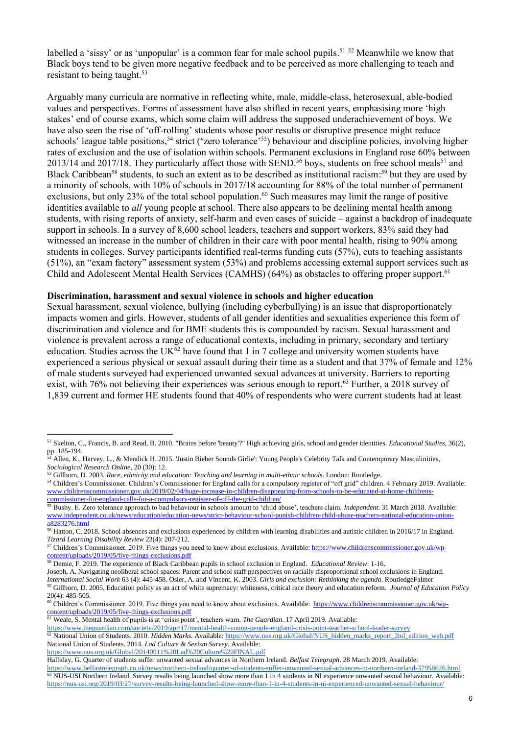labelled a 'sissy' or as 'unpopular' is a common fear for male school pupils.[51] [52] Meanwhile we know that Black boys tend to be given more negative feedback and to be perceived as more challenging to teach and resistant to being taught.[53]

Arguably many curricula are normative in reflecting white, male, middle-class, heterosexual, able-bodied values and perspectives. Forms of assessment have also shifted in recent years, emphasising more 'high stakes' end of course exams, which some claim will address the supposed underachievement of boys. We have also seen the rise of 'off-rolling' students whose poor results or disruptive presence might reduce schools' league table positions,[54] strict ('zero tolerance'[55]) behaviour and discipline policies, involving higher rates of exclusion and the use of isolation within schools. Permanent exclusions in England rose 60% between 2013/14 and 2017/18. They particularly affect those with SEND.[56] boys, students on free school meals[57] and Black Caribbean[58] students, to such an extent as to be described as institutional racism:[59] but they are used by a minority of schools, with 10% of schools in 2017/18 accounting for 88% of the total number of permanent exclusions, but only 23% of the total school population.[60] Such measures may limit the range of positive identities available to *all* young people at school. There also appears to be declining mental health among students, with rising reports of anxiety, self-harm and even cases of suicide – against a backdrop of inadequate support in schools. In a survey of 8,600 school leaders, teachers and support workers, 83% said they had witnessed an increase in the number of children in their care with poor mental health, rising to 90% among students in colleges. Survey participants identified real-terms funding cuts (57%), cuts to teaching assistants (51%), an "exam factory" assessment system (53%) and problems accessing external support services such as Child and Adolescent Mental Health Services (CAMHS) (64%) as obstacles to offering proper support.[61]

**Discrimination, harassment and sexual violence in schools and higher education**

Sexual harassment, sexual violence, bullying (including cyberbullying) is an issue that disproportionately impacts women and girls. However, students of all gender identities and sexualities experience this form of discrimination and violence and for BME students this is compounded by racism. Sexual harassment and violence is prevalent across a range of educational contexts, including in primary, secondary and tertiary education. Studies across the UK[62] have found that 1 in 7 college and university women students have experienced a serious physical or sexual assault during their time as a student and that 37% of female and 12% of male students surveyed had experienced unwanted sexual advances at university. Barriers to reporting exist, with 76% not believing their experiences was serious enough to report.[63] Further, a 2018 survey of 1,839 current and former HE students found that 40% of respondents who were current students had at least

---

[51] Skelton, C., Francis, B. and Read, B. 2010. "Brains before 'beauty'?" High achieving girls, school and gender identities. *Educational Studies*, 36(2), pp. 185-194.

[52] Allen, K., Harvey, L., & Mendick H. 2015. 'Justin Bieber Sounds Girlie': Young People's Celebrity Talk and Contemporary Masculinities, *Sociological Research Online*, 20 (30): 12.

[53] Gillborn, D. 2003. *Race, ethnicity and education: Teaching and learning in multi-ethnic schools*. London: Routledge.

[54] Children's Commissioner. Children's Commissioner for England calls for a compulsory register of "off grid" children. 4 February 2019. Available: www.childrenscommissioner.gov.uk/2019/02/04/huge-increase-in-children-disappearing-from-schools-to-be-educated-at-home-childrens-commissioner-for-england-calls-for-a-compulsory-register-of-off-the-grid-children/

[55] Busby. E. Zero tolerance approach to bad behaviour in schools amount to 'child abuse', teachers claim. *Independent*. 31 March 2018. Available: www.independent.co.uk/news/education/education-news/strict-behaviour-school-punish-children-child-abuse-teachers-national-education-union-a8283276.html

[56] Hatton, C. 2018. School absences and exclusions experienced by children with learning disabilities and autistic children in 2016/17 in England. *Tizard Learning Disability Review* 23(4): 207-212.

[57] Children's Commissioner. 2019. Five things you need to know about exclusions. Available: https://www.childrenscommissioner.gov.uk/wp-content/uploads/2019/05/five-things-exclusions.pdf

[58] Demie, F. 2019. The experience of Black Caribbean pupils in school exclusion in England. *Educational Review*: 1-16.
Joseph, A. Navigating neoliberal school spaces: Parent and school staff perspectives on racially disproportional school exclusions in England. *International Social Work* 63 (4): 445-458. Osler, A. and Vincent, K. 2003. *Girls and exclusion: Rethinking the agenda*. RoutledgeFalmer

[59] Gillborn, D. 2005. Education policy as an act of white supremacy: whiteness, critical race theory and education reform. *Journal of Education Policy* 20(4): 485-505.

[60] Children's Commissioner. 2019. Five things you need to know about exclusions. Available: https://www.childrenscommissioner.gov.uk/wp-content/uploads/2019/05/five-things-exclusions.pdf

[61] Weale, S. Mental health of pupils is at 'crisis point', teachers warn. *The Guardian*. 17 April 2019. Available: https://www.theguardian.com/society/2019/apr/17/mental-health-young-people-england-crisis-point-teacher-school-leader-survey

[62] National Union of Students. 2010. *Hidden Marks*. Available: https://www.nus.org.uk/Global/NUS_hidden_marks_report_2nd_edition_web.pdf
National Union of Students. 2014. *Lad Culture & Sexism Survey*. Available: https://www.nus.org.uk/Global/20140911%20Lad%20Culture%20FINAL.pdf
Halliday, G. Quarter of students suffer unwanted sexual advances in Northern Ireland. *Belfast Telegraph*. 28 March 2019. Available: https://www.belfasttelegraph.co.uk/news/northern-ireland/quarter-of-students-suffer-unwanted-sexual-advances-in-northern-ireland-37958626.html

[63] NUS-USI Northern Ireland. Survey results being launched show more than 1 in 4 students in NI experience unwanted sexual behaviour. Available: https://nus-usi.org/2019/03/27/survey-results-being-launched-show-more-than-1-in-4-students-in-ni-experienced-unwanted-sexual-behaviour/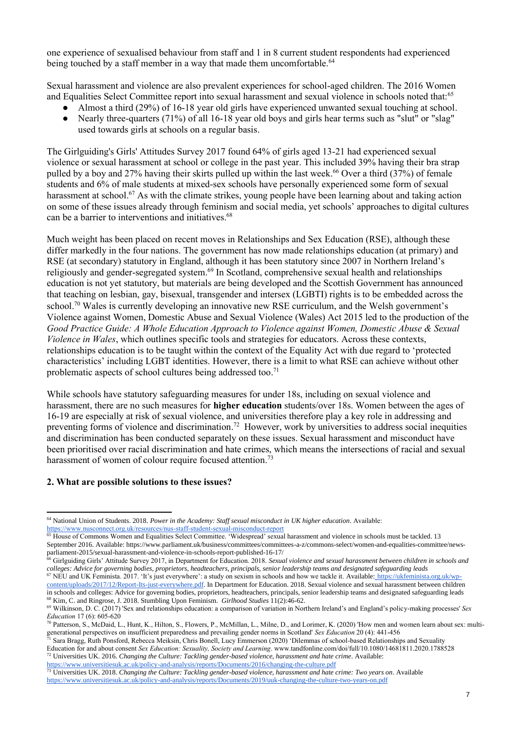one experience of sexualised behaviour from staff and 1 in 8 current student respondents had experienced being touched by a staff member in a way that made them uncomfortable.[64]

Sexual harassment and violence are also prevalent experiences for school-aged children. The 2016 Women and Equalities Select Committee report into sexual harassment and sexual violence in schools noted that:[65]

- Almost a third (29%) of 16-18 year old girls have experienced unwanted sexual touching at school.
- Nearly three-quarters (71%) of all 16-18 year old boys and girls hear terms such as "slut" or "slag" used towards girls at schools on a regular basis.

The Girlguiding's Girls' Attitudes Survey 2017 found 64% of girls aged 13-21 had experienced sexual violence or sexual harassment at school or college in the past year. This included 39% having their bra strap pulled by a boy and 27% having their skirts pulled up within the last week.[66] Over a third (37%) of female students and 6% of male students at mixed-sex schools have personally experienced some form of sexual harassment at school.[67] As with the climate strikes, young people have been learning about and taking action on some of these issues already through feminism and social media, yet schools' approaches to digital cultures can be a barrier to interventions and initiatives.[68]

Much weight has been placed on recent moves in Relationships and Sex Education (RSE), although these differ markedly in the four nations. The government has now made relationships education (at primary) and RSE (at secondary) statutory in England, although it has been statutory since 2007 in Northern Ireland's religiously and gender-segregated system.[69] In Scotland, comprehensive sexual health and relationships education is not yet statutory, but materials are being developed and the Scottish Government has announced that teaching on lesbian, gay, bisexual, transgender and intersex (LGBTI) rights is to be embedded across the school.[70] Wales is currently developing an innovative new RSE curriculum, and the Welsh government's Violence against Women, Domestic Abuse and Sexual Violence (Wales) Act 2015 led to the production of the *Good Practice Guide: A Whole Education Approach to Violence against Women, Domestic Abuse & Sexual Violence in Wales*, which outlines specific tools and strategies for educators. Across these contexts, relationships education is to be taught within the context of the Equality Act with due regard to 'protected characteristics' including LGBT identities. However, there is a limit to what RSE can achieve without other problematic aspects of school cultures being addressed too.[71]

While schools have statutory safeguarding measures for under 18s, including on sexual violence and harassment, there are no such measures for **higher education** students/over 18s. Women between the ages of 16-19 are especially at risk of sexual violence, and universities therefore play a key role in addressing and preventing forms of violence and discrimination.[72] However, work by universities to address social inequities and discrimination has been conducted separately on these issues. Sexual harassment and misconduct have been prioritised over racial discrimination and hate crimes, which means the intersections of racial and sexual harassment of women of colour require focused attention.[73]

## 2. What are possible solutions to these issues?

---

[64] National Union of Students. 2018. *Power in the Academy: Staff sexual misconduct in UK higher education*. Available: https://www.nusconnect.org.uk/resources/nus-staff-student-sexual-misconduct-report

[65] House of Commons Women and Equalities Select Committee. 'Widespread' sexual harassment and violence in schools must be tackled. 13 September 2016. Available: https://www.parliament.uk/business/committees/committees-a-z/commons-select/women-and-equalities-committee/news-parliament-2015/sexual-harassment-and-violence-in-schools-report-published-16-17/

[66] Girlguiding Girls' Attitude Survey 2017, in Department for Education. 2018. *Sexual violence and sexual harassment between children in schools and colleges: Advice for governing bodies, proprietors, headteachers, principals, senior leadership teams and designated safeguarding leads*

[67] NEU and UK Feminista. 2017. 'It's just everywhere': a study on sexism in schools and how we tackle it. Available: https://ukfeminista.org.uk/wp-content/uploads/2017/12/Report-Its-just-everywhere.pdf. In Department for Education. 2018. Sexual violence and sexual harassment between children in schools and colleges: Advice for governing bodies, proprietors, headteachers, principals, senior leadership teams and designated safeguarding leads

[68] Kim, C. and Ringrose, J. 2018. Stumbling Upon Feminism. *Girlhood Studies* 11(2):46-62.

[69] Wilkinson, D. C. (2017) 'Sex and relationships education: a comparison of variation in Northern Ireland's and England's policy-making processes' *Sex Education* 17 (6): 605-620

[70] Patterson, S., McDaid, L., Hunt, K., Hilton, S., Flowers, P., McMillan, L., Milne, D., and Lorimer, K. (2020) 'How men and women learn about sex: multi-generational perspectives on insufficient preparedness and prevailing gender norms in Scotland' *Sex Education* 20 (4): 441-456

[71] Sara Bragg, Ruth Ponsford, Rebecca Meiksin, Chris Bonell, Lucy Emmerson (2020) 'Dilemmas of school-based Relationships and Sexuality Education for and about consent *Sex Education: Sexuality, Society and Learning*. www.tandfonline.com/doi/full/10.1080/14681811.2020.1788528

[72] Universities UK. 2016. *Changing the Culture: Tackling gender-based violence, harassment and hate crime*. Available: https://www.universitiesuk.ac.uk/policy-and-analysis/reports/Documents/2016/changing-the-culture.pdf

[73] Universities UK. 2018. *Changing the Culture: Tackling gender-based violence, harassment and hate crime: Two years on*. Available https://www.universitiesuk.ac.uk/policy-and-analysis/reports/Documents/2019/uuk-changing-the-culture-two-years-on.pdf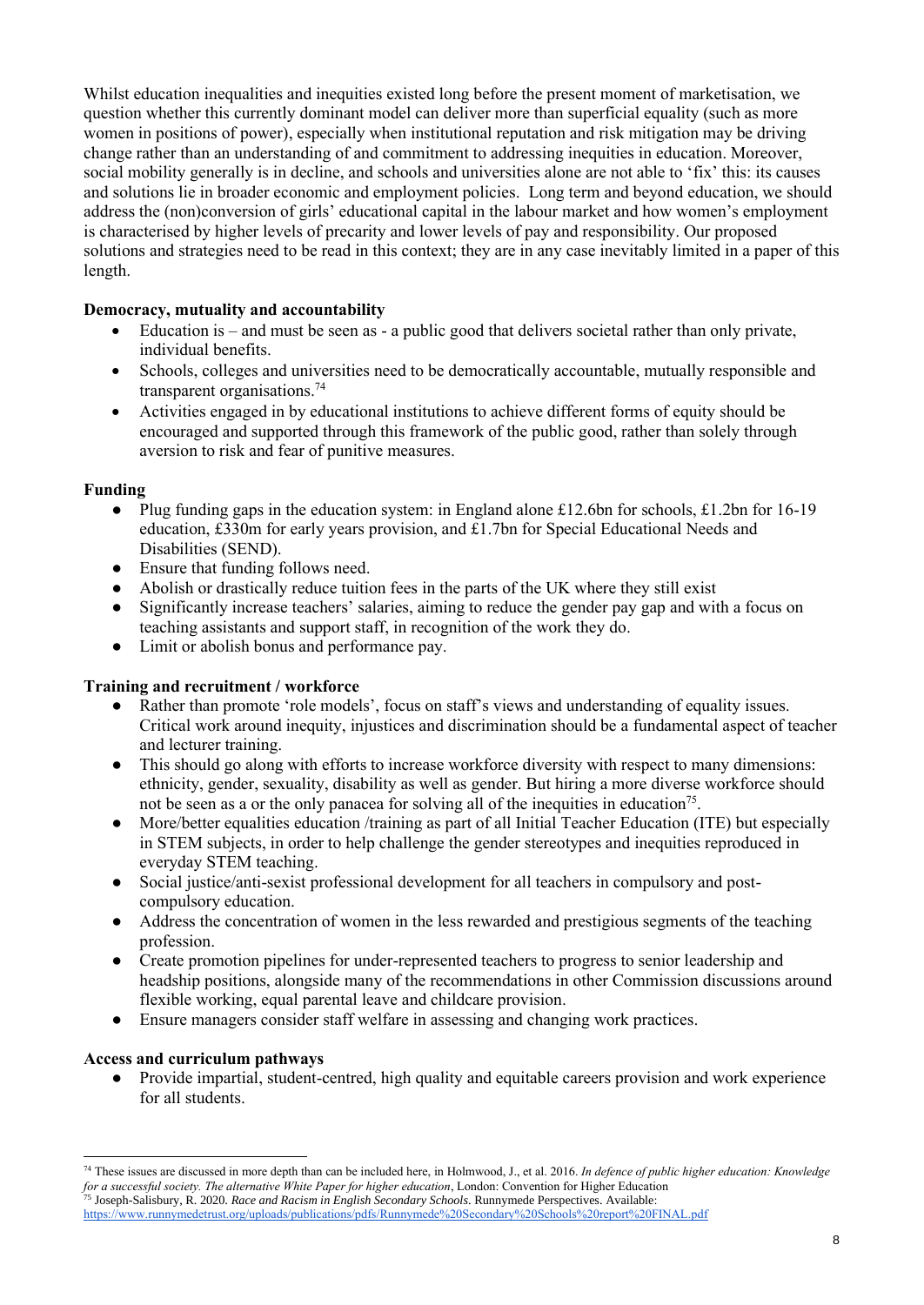Whilst education inequalities and inequities existed long before the present moment of marketisation, we question whether this currently dominant model can deliver more than superficial equality (such as more women in positions of power), especially when institutional reputation and risk mitigation may be driving change rather than an understanding of and commitment to addressing inequities in education. Moreover, social mobility generally is in decline, and schools and universities alone are not able to 'fix' this: its causes and solutions lie in broader economic and employment policies. Long term and beyond education, we should address the (non)conversion of girls' educational capital in the labour market and how women's employment is characterised by higher levels of precarity and lower levels of pay and responsibility. Our proposed solutions and strategies need to be read in this context; they are in any case inevitably limited in a paper of this length.

**Democracy, mutuality and accountability**

- Education is – and must be seen as - a public good that delivers societal rather than only private, individual benefits.
- Schools, colleges and universities need to be democratically accountable, mutually responsible and transparent organisations.[74]
- Activities engaged in by educational institutions to achieve different forms of equity should be encouraged and supported through this framework of the public good, rather than solely through aversion to risk and fear of punitive measures.

**Funding**

- Plug funding gaps in the education system: in England alone £12.6bn for schools, £1.2bn for 16-19 education, £330m for early years provision, and £1.7bn for Special Educational Needs and Disabilities (SEND).
- Ensure that funding follows need.
- Abolish or drastically reduce tuition fees in the parts of the UK where they still exist
- Significantly increase teachers' salaries, aiming to reduce the gender pay gap and with a focus on teaching assistants and support staff, in recognition of the work they do.
- Limit or abolish bonus and performance pay.

**Training and recruitment / workforce**

- Rather than promote 'role models', focus on staff's views and understanding of equality issues. Critical work around inequity, injustices and discrimination should be a fundamental aspect of teacher and lecturer training.
- This should go along with efforts to increase workforce diversity with respect to many dimensions: ethnicity, gender, sexuality, disability as well as gender. But hiring a more diverse workforce should not be seen as a or the only panacea for solving all of the inequities in education[75].
- More/better equalities education /training as part of all Initial Teacher Education (ITE) but especially in STEM subjects, in order to help challenge the gender stereotypes and inequities reproduced in everyday STEM teaching.
- Social justice/anti-sexist professional development for all teachers in compulsory and post-compulsory education.
- Address the concentration of women in the less rewarded and prestigious segments of the teaching profession.
- Create promotion pipelines for under-represented teachers to progress to senior leadership and headship positions, alongside many of the recommendations in other Commission discussions around flexible working, equal parental leave and childcare provision.
- Ensure managers consider staff welfare in assessing and changing work practices.

**Access and curriculum pathways**

- Provide impartial, student-centred, high quality and equitable careers provision and work experience for all students.

---

[74] These issues are discussed in more depth than can be included here, in Holmwood, J., et al. 2016. *In defence of public higher education: Knowledge for a successful society. The alternative White Paper for higher education*, London: Convention for Higher Education

[75] Joseph-Salisbury, R. 2020. *Race and Racism in English Secondary Schools*. Runnymede Perspectives. Available: https://www.runnymedetrust.org/uploads/publications/pdfs/Runnymede%20Secondary%20Schools%20report%20FINAL.pdf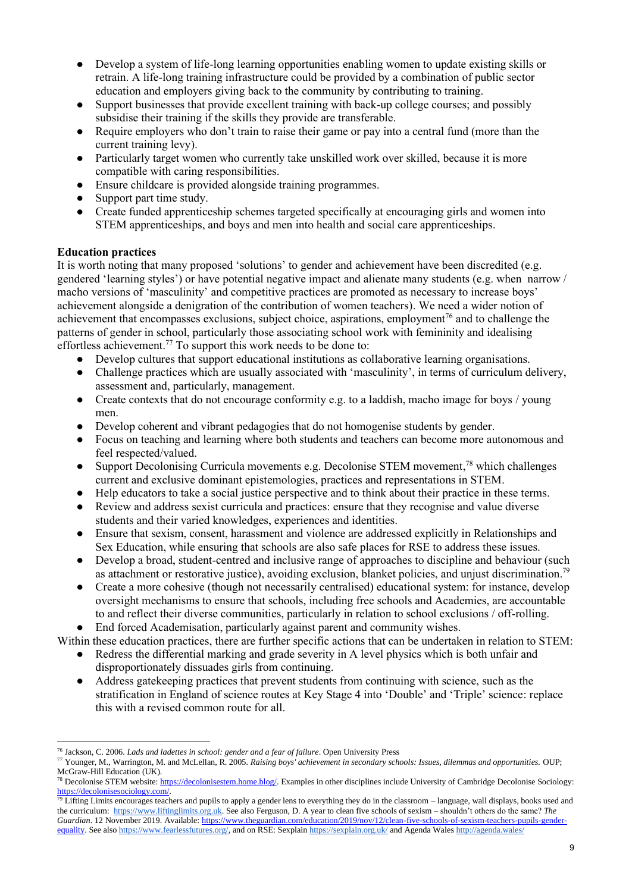- Develop a system of life-long learning opportunities enabling women to update existing skills or retrain. A life-long training infrastructure could be provided by a combination of public sector education and employers giving back to the community by contributing to training.
- Support businesses that provide excellent training with back-up college courses; and possibly subsidise their training if the skills they provide are transferable.
- Require employers who don't train to raise their game or pay into a central fund (more than the current training levy).
- Particularly target women who currently take unskilled work over skilled, because it is more compatible with caring responsibilities.
- Ensure childcare is provided alongside training programmes.
- Support part time study.
- Create funded apprenticeship schemes targeted specifically at encouraging girls and women into STEM apprenticeships, and boys and men into health and social care apprenticeships.

**Education practices**

It is worth noting that many proposed 'solutions' to gender and achievement have been discredited (e.g. gendered 'learning styles') or have potential negative impact and alienate many students (e.g. when narrow / macho versions of 'masculinity' and competitive practices are promoted as necessary to increase boys' achievement alongside a denigration of the contribution of women teachers). We need a wider notion of achievement that encompasses exclusions, subject choice, aspirations, employment[76] and to challenge the patterns of gender in school, particularly those associating school work with femininity and idealising effortless achievement.[77] To support this work needs to be done to:

- Develop cultures that support educational institutions as collaborative learning organisations.
- Challenge practices which are usually associated with 'masculinity', in terms of curriculum delivery, assessment and, particularly, management.
- Create contexts that do not encourage conformity e.g. to a laddish, macho image for boys / young men.
- Develop coherent and vibrant pedagogies that do not homogenise students by gender.
- Focus on teaching and learning where both students and teachers can become more autonomous and feel respected/valued.
- Support Decolonising Curricula movements e.g. Decolonise STEM movement,[78] which challenges current and exclusive dominant epistemologies, practices and representations in STEM.
- Help educators to take a social justice perspective and to think about their practice in these terms.
- Review and address sexist curricula and practices: ensure that they recognise and value diverse students and their varied knowledges, experiences and identities.
- Ensure that sexism, consent, harassment and violence are addressed explicitly in Relationships and Sex Education, while ensuring that schools are also safe places for RSE to address these issues.
- Develop a broad, student-centred and inclusive range of approaches to discipline and behaviour (such as attachment or restorative justice), avoiding exclusion, blanket policies, and unjust discrimination.[79]
- Create a more cohesive (though not necessarily centralised) educational system: for instance, develop oversight mechanisms to ensure that schools, including free schools and Academies, are accountable to and reflect their diverse communities, particularly in relation to school exclusions / off-rolling.
- End forced Academisation, particularly against parent and community wishes.

Within these education practices, there are further specific actions that can be undertaken in relation to STEM:

- Redress the differential marking and grade severity in A level physics which is both unfair and disproportionately dissuades girls from continuing.
- Address gatekeeping practices that prevent students from continuing with science, such as the stratification in England of science routes at Key Stage 4 into 'Double' and 'Triple' science: replace this with a revised common route for all.

---

[76] Jackson, C. 2006. *Lads and ladettes in school: gender and a fear of failure*. Open University Press

[77] Younger, M., Warrington, M. and McLellan, R. 2005. *Raising boys' achievement in secondary schools: Issues, dilemmas and opportunities.* OUP; McGraw-Hill Education (UK).

[78] Decolonise STEM website: https://decolonisestem.home.blog/. Examples in other disciplines include University of Cambridge Decolonise Sociology: https://decolonisesociology.com/.

[79] Lifting Limits encourages teachers and pupils to apply a gender lens to everything they do in the classroom – language, wall displays, books used and the curriculum: https://www.liftinglimits.org.uk. See also Ferguson, D. A year to clean five schools of sexism – shouldn't others do the same? *The Guardian*. 12 November 2019. Available: https://www.theguardian.com/education/2019/nov/12/clean-five-schools-of-sexism-teachers-pupils-gender-equality. See also https://www.fearlessfutures.org/, and on RSE: Sexplain https://sexplain.org.uk/ and Agenda Wales http://agenda.wales/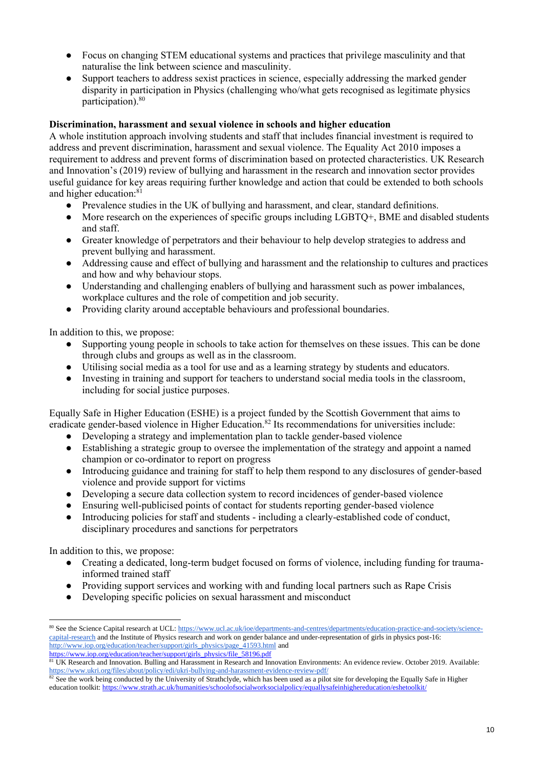- Focus on changing STEM educational systems and practices that privilege masculinity and that naturalise the link between science and masculinity.
- Support teachers to address sexist practices in science, especially addressing the marked gender disparity in participation in Physics (challenging who/what gets recognised as legitimate physics participation).[80]

**Discrimination, harassment and sexual violence in schools and higher education**

A whole institution approach involving students and staff that includes financial investment is required to address and prevent discrimination, harassment and sexual violence. The Equality Act 2010 imposes a requirement to address and prevent forms of discrimination based on protected characteristics. UK Research and Innovation's (2019) review of bullying and harassment in the research and innovation sector provides useful guidance for key areas requiring further knowledge and action that could be extended to both schools and higher education:[81]

- Prevalence studies in the UK of bullying and harassment, and clear, standard definitions.
- More research on the experiences of specific groups including LGBTQ+, BME and disabled students and staff.
- Greater knowledge of perpetrators and their behaviour to help develop strategies to address and prevent bullying and harassment.
- Addressing cause and effect of bullying and harassment and the relationship to cultures and practices and how and why behaviour stops.
- Understanding and challenging enablers of bullying and harassment such as power imbalances, workplace cultures and the role of competition and job security.
- Providing clarity around acceptable behaviours and professional boundaries.

In addition to this, we propose:

- Supporting young people in schools to take action for themselves on these issues. This can be done through clubs and groups as well as in the classroom.
- Utilising social media as a tool for use and as a learning strategy by students and educators.
- Investing in training and support for teachers to understand social media tools in the classroom, including for social justice purposes.

Equally Safe in Higher Education (ESHE) is a project funded by the Scottish Government that aims to eradicate gender-based violence in Higher Education.[82] Its recommendations for universities include:

- Developing a strategy and implementation plan to tackle gender-based violence
- Establishing a strategic group to oversee the implementation of the strategy and appoint a named champion or co-ordinator to report on progress
- Introducing guidance and training for staff to help them respond to any disclosures of gender-based violence and provide support for victims
- Developing a secure data collection system to record incidences of gender-based violence
- Ensuring well-publicised points of contact for students reporting gender-based violence
- Introducing policies for staff and students - including a clearly-established code of conduct, disciplinary procedures and sanctions for perpetrators

In addition to this, we propose:

- Creating a dedicated, long-term budget focused on forms of violence, including funding for trauma-informed trained staff
- Providing support services and working with and funding local partners such as Rape Crisis
- Developing specific policies on sexual harassment and misconduct

---

[80] See the Science Capital research at UCL: https://www.ucl.ac.uk/ioe/departments-and-centres/departments/education-practice-and-society/science-capital-research and the Institute of Physics research and work on gender balance and under-representation of girls in physics post-16: http://www.iop.org/education/teacher/support/girls_physics/page_41593.html and https://www.iop.org/education/teacher/support/girls_physics/file_58196.pdf

[81] UK Research and Innovation. Bulling and Harassment in Research and Innovation Environments: An evidence review. October 2019. Available: https://www.ukri.org/files/about/policy/edi/ukri-bullying-and-harassment-evidence-review-pdf/

[82] See the work being conducted by the University of Strathclyde, which has been used as a pilot site for developing the Equally Safe in Higher education toolkit: https://www.strath.ac.uk/humanities/schoolofsocialworksocialpolicy/equallysafeinhighereducation/eshetoolkit/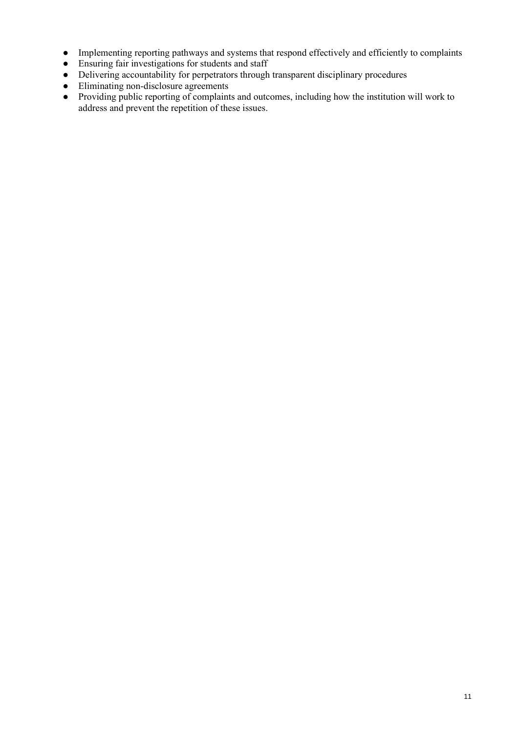- Implementing reporting pathways and systems that respond effectively and efficiently to complaints
- Ensuring fair investigations for students and staff
- Delivering accountability for perpetrators through transparent disciplinary procedures
- Eliminating non-disclosure agreements
- Providing public reporting of complaints and outcomes, including how the institution will work to address and prevent the repetition of these issues.